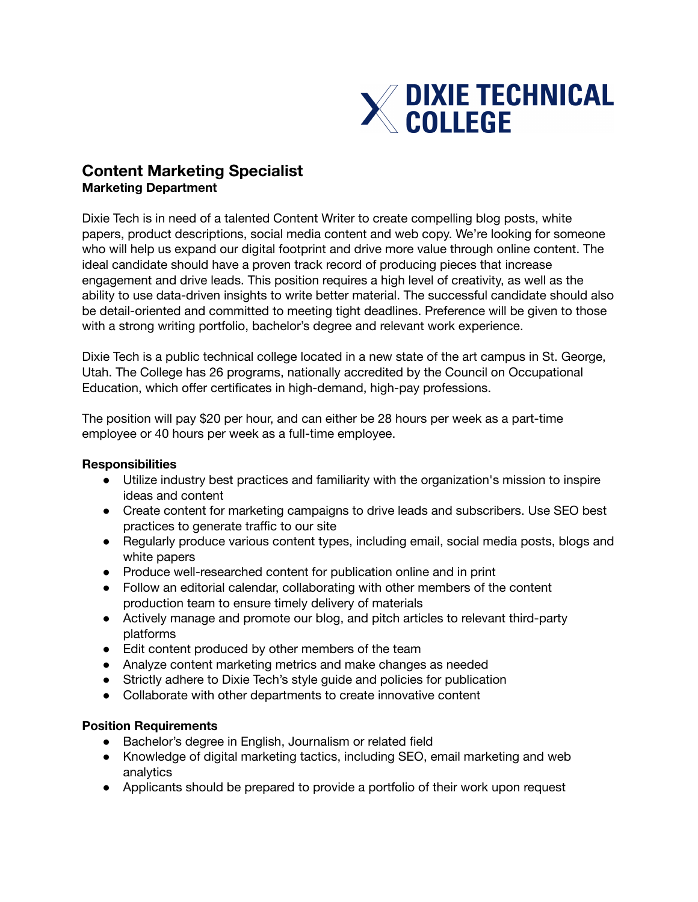DIXIE TECHNICAL COLLEGE

# Content Marketing Specialist

**Marketing Department**

Dixie Tech is in need of a talented Content Writer to create compelling blog posts, white papers, product descriptions, social media content and web copy. We're looking for someone who will help us expand our digital footprint and drive more value through online content. The ideal candidate should have a proven track record of producing pieces that increase engagement and drive leads. This position requires a high level of creativity, as well as the ability to use data-driven insights to write better material. The successful candidate should also be detail-oriented and committed to meeting tight deadlines. Preference will be given to those with a strong writing portfolio, bachelor's degree and relevant work experience.

Dixie Tech is a public technical college located in a new state of the art campus in St. George, Utah. The College has 26 programs, nationally accredited by the Council on Occupational Education, which offer certificates in high-demand, high-pay professions.

The position will pay $20 per hour, and can either be 28 hours per week as a part-time employee or 40 hours per week as a full-time employee.

**Responsibilities**

- Utilize industry best practices and familiarity with the organization's mission to inspire ideas and content
- Create content for marketing campaigns to drive leads and subscribers. Use SEO best practices to generate traffic to our site
- Regularly produce various content types, including email, social media posts, blogs and white papers
- Produce well-researched content for publication online and in print
- Follow an editorial calendar, collaborating with other members of the content production team to ensure timely delivery of materials
- Actively manage and promote our blog, and pitch articles to relevant third-party platforms
- Edit content produced by other members of the team
- Analyze content marketing metrics and make changes as needed
- Strictly adhere to Dixie Tech's style guide and policies for publication
- Collaborate with other departments to create innovative content

**Position Requirements**

- Bachelor's degree in English, Journalism or related field
- Knowledge of digital marketing tactics, including SEO, email marketing and web analytics
- Applicants should be prepared to provide a portfolio of their work upon request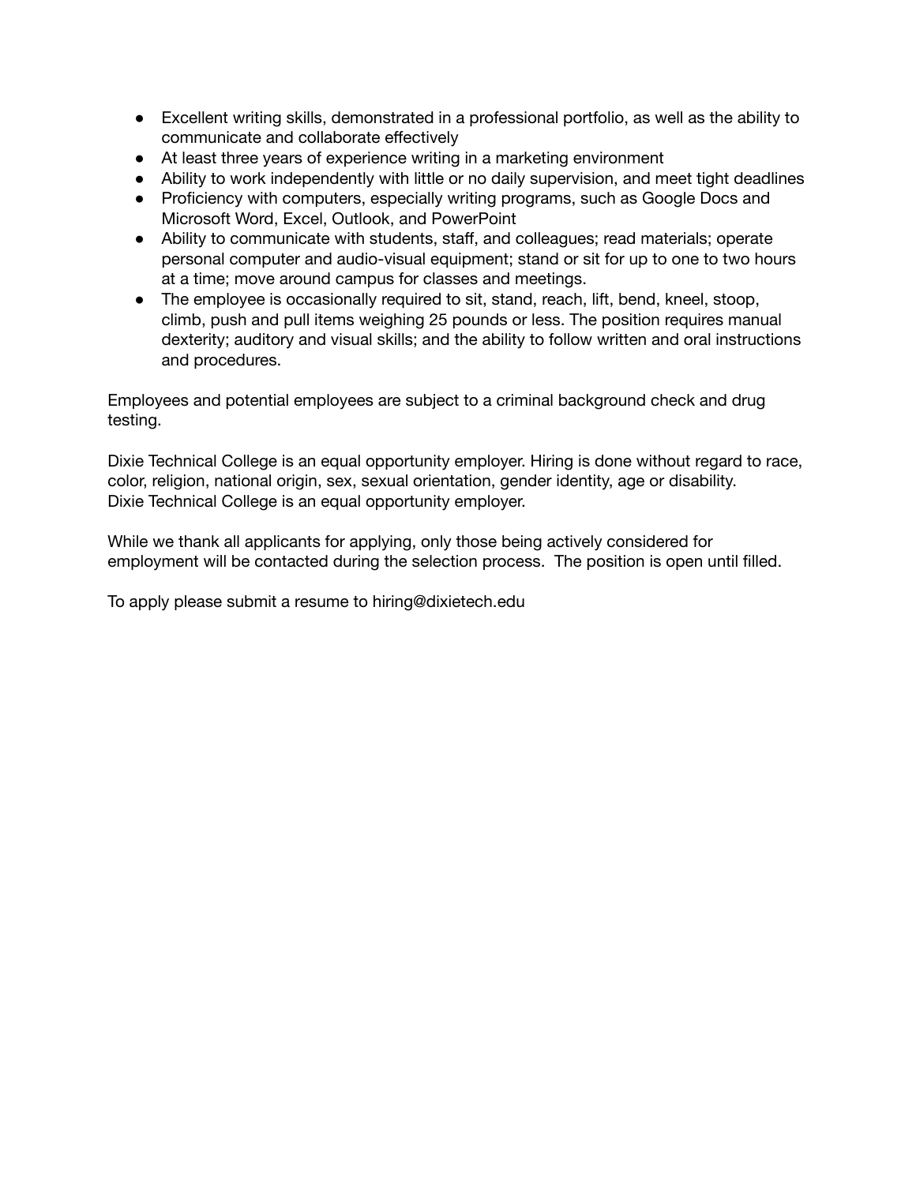- Excellent writing skills, demonstrated in a professional portfolio, as well as the ability to communicate and collaborate effectively
- At least three years of experience writing in a marketing environment
- Ability to work independently with little or no daily supervision, and meet tight deadlines
- Proficiency with computers, especially writing programs, such as Google Docs and Microsoft Word, Excel, Outlook, and PowerPoint
- Ability to communicate with students, staff, and colleagues; read materials; operate personal computer and audio-visual equipment; stand or sit for up to one to two hours at a time; move around campus for classes and meetings.
- The employee is occasionally required to sit, stand, reach, lift, bend, kneel, stoop, climb, push and pull items weighing 25 pounds or less. The position requires manual dexterity; auditory and visual skills; and the ability to follow written and oral instructions and procedures.

Employees and potential employees are subject to a criminal background check and drug testing.

Dixie Technical College is an equal opportunity employer. Hiring is done without regard to race, color, religion, national origin, sex, sexual orientation, gender identity, age or disability.
Dixie Technical College is an equal opportunity employer.

While we thank all applicants for applying, only those being actively considered for employment will be contacted during the selection process. The position is open until filled.

To apply please submit a resume to hiring@dixietech.edu